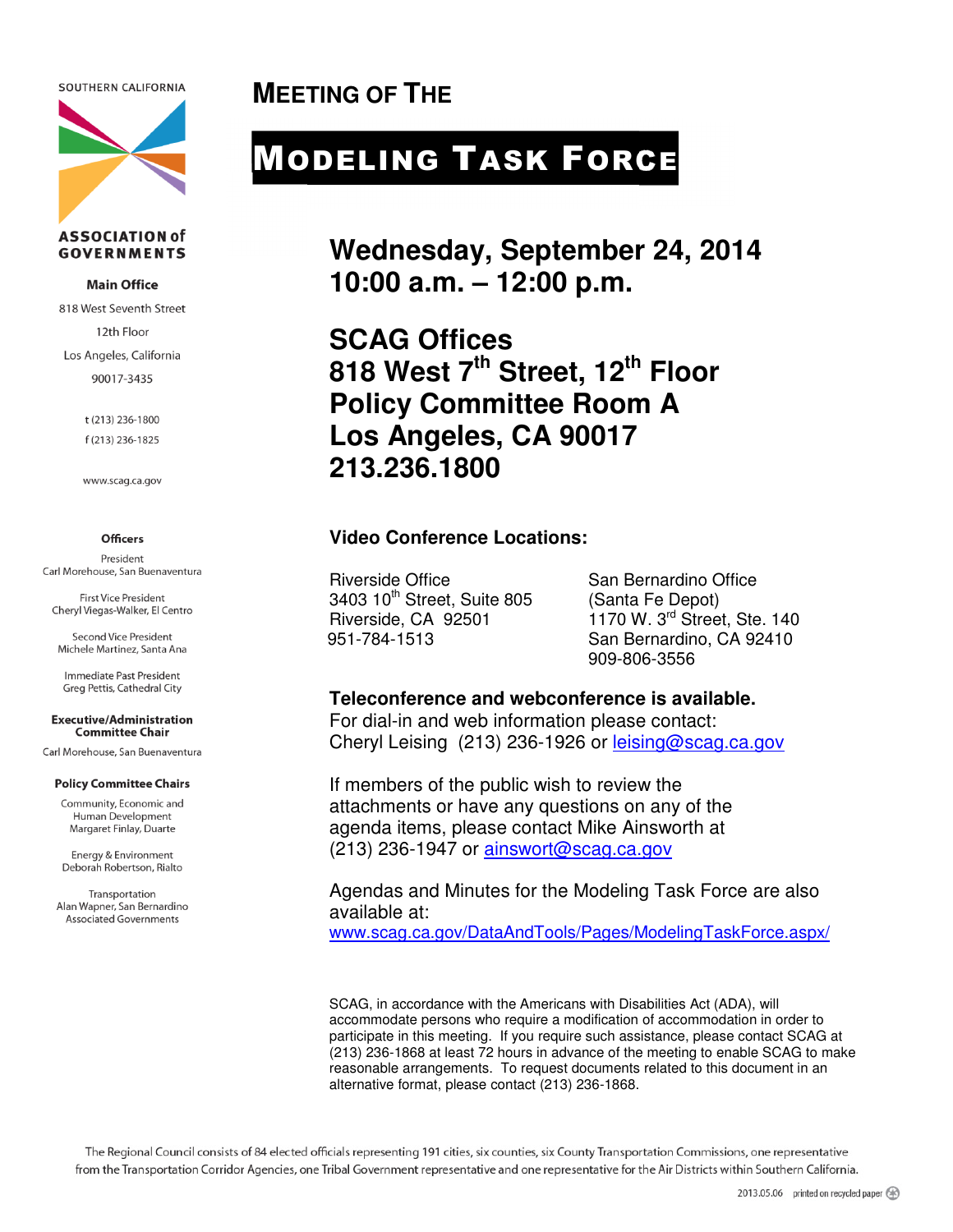SOUTHERN CALIFORNIA

**ASSOCIATION of GOVERNMENTS**

**Main Office**

818 West Seventh Street

12th Floor

Los Angeles, California

90017-3435

t (213) 236-1800

f (213) 236-1825

www.scag.ca.gov

**Officers**

President
Carl Morehouse, San Buenaventura

First Vice President
Cheryl Viegas-Walker, El Centro

Second Vice President
Michele Martinez, Santa Ana

Immediate Past President
Greg Pettis, Cathedral City

**Executive/Administration Committee Chair**

Carl Morehouse, San Buenaventura

**Policy Committee Chairs**

Community, Economic and Human Development
Margaret Finlay, Duarte

Energy & Environment
Deborah Robertson, Rialto

Transportation
Alan Wapner, San Bernardino Associated Governments

# MEETING OF THE

# MODELING TASK FORCE

## Wednesday, September 24, 2014
## 10:00 a.m. – 12:00 p.m.

## SCAG Offices
## 818 West 7th Street, 12th Floor
## Policy Committee Room A
## Los Angeles, CA 90017
## 213.236.1800

**Video Conference Locations:**

Riverside Office
3403 10th Street, Suite 805
Riverside, CA 92501
951-784-1513

San Bernardino Office
(Santa Fe Depot)
1170 W. 3rd Street, Ste. 140
San Bernardino, CA 92410
909-806-3556

**Teleconference and webconference is available.**
For dial-in and web information please contact:
Cheryl Leising (213) 236-1926 or leising@scag.ca.gov

If members of the public wish to review the attachments or have any questions on any of the agenda items, please contact Mike Ainsworth at (213) 236-1947 or ainswort@scag.ca.gov

Agendas and Minutes for the Modeling Task Force are also available at:
www.scag.ca.gov/DataAndTools/Pages/ModelingTaskForce.aspx/

SCAG, in accordance with the Americans with Disabilities Act (ADA), will accommodate persons who require a modification of accommodation in order to participate in this meeting. If you require such assistance, please contact SCAG at (213) 236-1868 at least 72 hours in advance of the meeting to enable SCAG to make reasonable arrangements. To request documents related to this document in an alternative format, please contact (213) 236-1868.

The Regional Council consists of 84 elected officials representing 191 cities, six counties, six County Transportation Commissions, one representative from the Transportation Corridor Agencies, one Tribal Government representative and one representative for the Air Districts within Southern California.

2013.05.06 printed on recycled paper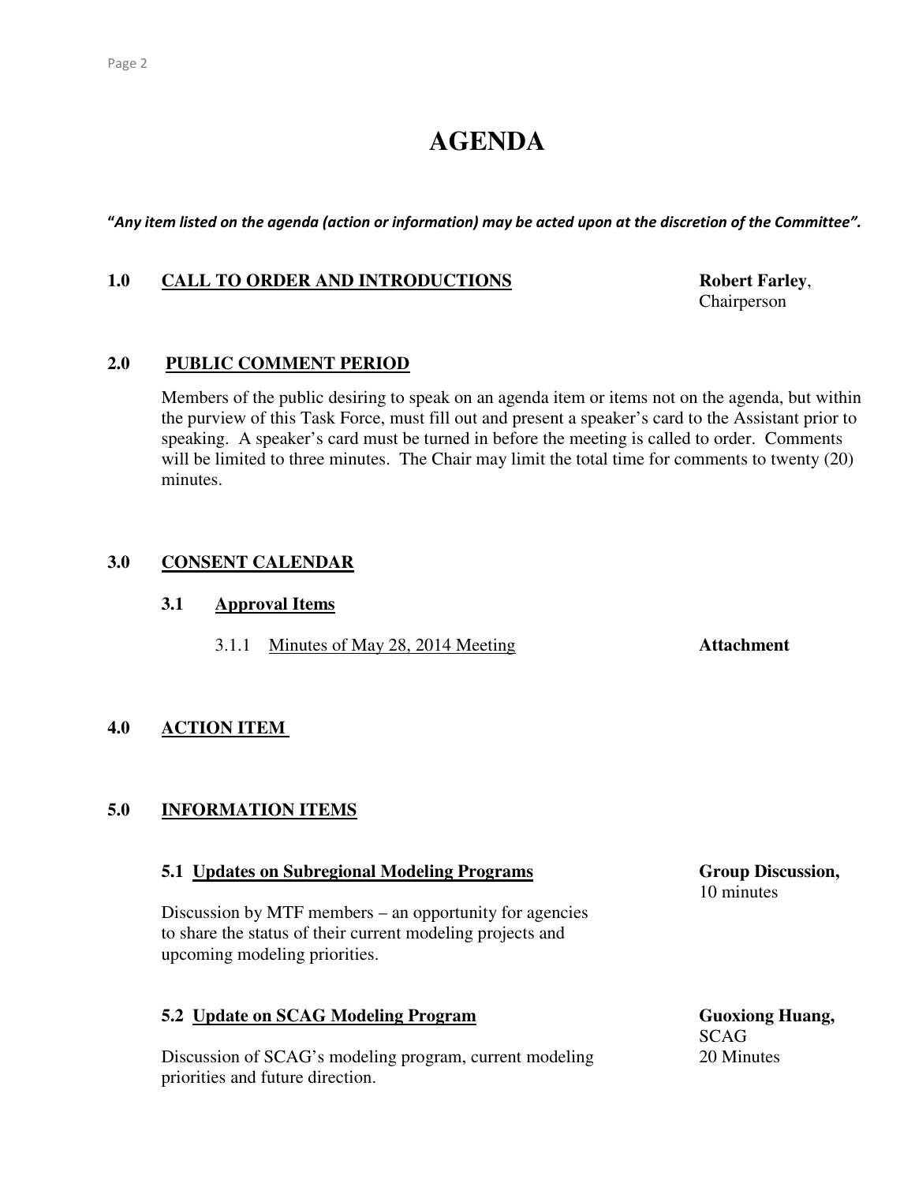# AGENDA

***"Any item listed on the agenda (action or information) may be acted upon at the discretion of the Committee".***

## 1.0 CALL TO ORDER AND INTRODUCTIONS

**Robert Farley**, Chairperson

## 2.0 PUBLIC COMMENT PERIOD

Members of the public desiring to speak on an agenda item or items not on the agenda, but within the purview of this Task Force, must fill out and present a speaker's card to the Assistant prior to speaking. A speaker's card must be turned in before the meeting is called to order. Comments will be limited to three minutes. The Chair may limit the total time for comments to twenty (20) minutes.

## 3.0 CONSENT CALENDAR

### 3.1 Approval Items

3.1.1 Minutes of May 28, 2014 Meeting — **Attachment**

## 4.0 ACTION ITEM

## 5.0 INFORMATION ITEMS

### 5.1 Updates on Subregional Modeling Programs

**Group Discussion,** 10 minutes

Discussion by MTF members – an opportunity for agencies to share the status of their current modeling projects and upcoming modeling priorities.

### 5.2 Update on SCAG Modeling Program

**Guoxiong Huang,** SCAG, 20 Minutes

Discussion of SCAG's modeling program, current modeling priorities and future direction.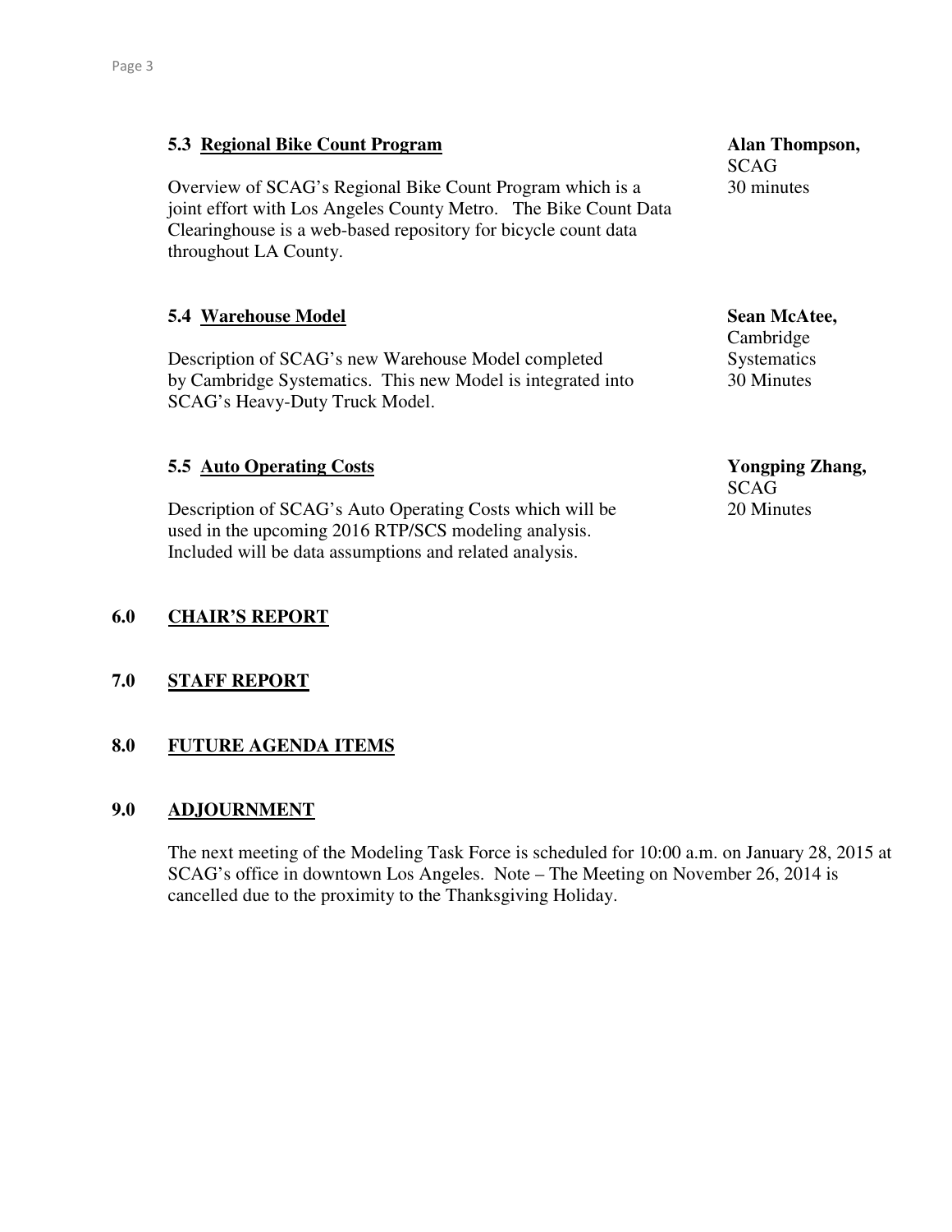**5.3 Regional Bike Count Program**

Overview of SCAG's Regional Bike Count Program which is a joint effort with Los Angeles County Metro. The Bike Count Data Clearinghouse is a web-based repository for bicycle count data throughout LA County.

**Alan Thompson,** SCAG
30 minutes

**5.4 Warehouse Model**

Description of SCAG's new Warehouse Model completed by Cambridge Systematics. This new Model is integrated into SCAG's Heavy-Duty Truck Model.

**Sean McAtee,** Cambridge Systematics
30 Minutes

**5.5 Auto Operating Costs**

Description of SCAG's Auto Operating Costs which will be used in the upcoming 2016 RTP/SCS modeling analysis. Included will be data assumptions and related analysis.

**Yongping Zhang,** SCAG
20 Minutes

## 6.0 CHAIR'S REPORT

## 7.0 STAFF REPORT

## 8.0 FUTURE AGENDA ITEMS

## 9.0 ADJOURNMENT

The next meeting of the Modeling Task Force is scheduled for 10:00 a.m. on January 28, 2015 at SCAG's office in downtown Los Angeles. Note – The Meeting on November 26, 2014 is cancelled due to the proximity to the Thanksgiving Holiday.